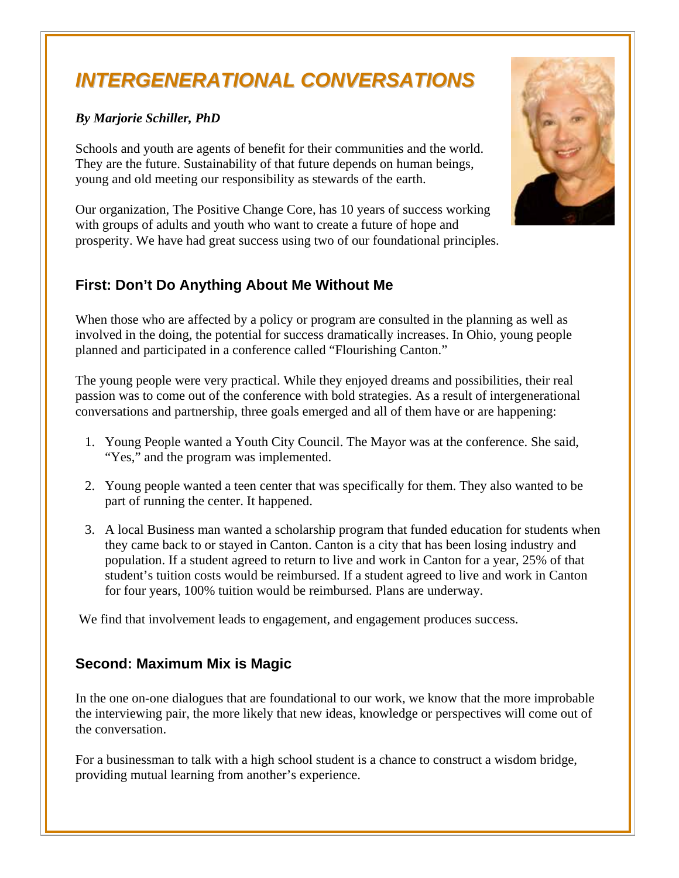# INTERGENERATIONAL CONVERSATIONS

***By Marjorie Schiller, PhD***

Schools and youth are agents of benefit for their communities and the world. They are the future. Sustainability of that future depends on human beings, young and old meeting our responsibility as stewards of the earth.

Our organization, The Positive Change Core, has 10 years of success working with groups of adults and youth who want to create a future of hope and prosperity. We have had great success using two of our foundational principles.

## First: Don't Do Anything About Me Without Me

When those who are affected by a policy or program are consulted in the planning as well as involved in the doing, the potential for success dramatically increases. In Ohio, young people planned and participated in a conference called "Flourishing Canton."

The young people were very practical. While they enjoyed dreams and possibilities, their real passion was to come out of the conference with bold strategies. As a result of intergenerational conversations and partnership, three goals emerged and all of them have or are happening:

1. Young People wanted a Youth City Council. The Mayor was at the conference. She said, "Yes," and the program was implemented.
2. Young people wanted a teen center that was specifically for them. They also wanted to be part of running the center. It happened.
3. A local Business man wanted a scholarship program that funded education for students when they came back to or stayed in Canton. Canton is a city that has been losing industry and population. If a student agreed to return to live and work in Canton for a year, 25% of that student's tuition costs would be reimbursed. If a student agreed to live and work in Canton for four years, 100% tuition would be reimbursed. Plans are underway.

We find that involvement leads to engagement, and engagement produces success.

## Second: Maximum Mix is Magic

In the one on-one dialogues that are foundational to our work, we know that the more improbable the interviewing pair, the more likely that new ideas, knowledge or perspectives will come out of the conversation.

For a businessman to talk with a high school student is a chance to construct a wisdom bridge, providing mutual learning from another's experience.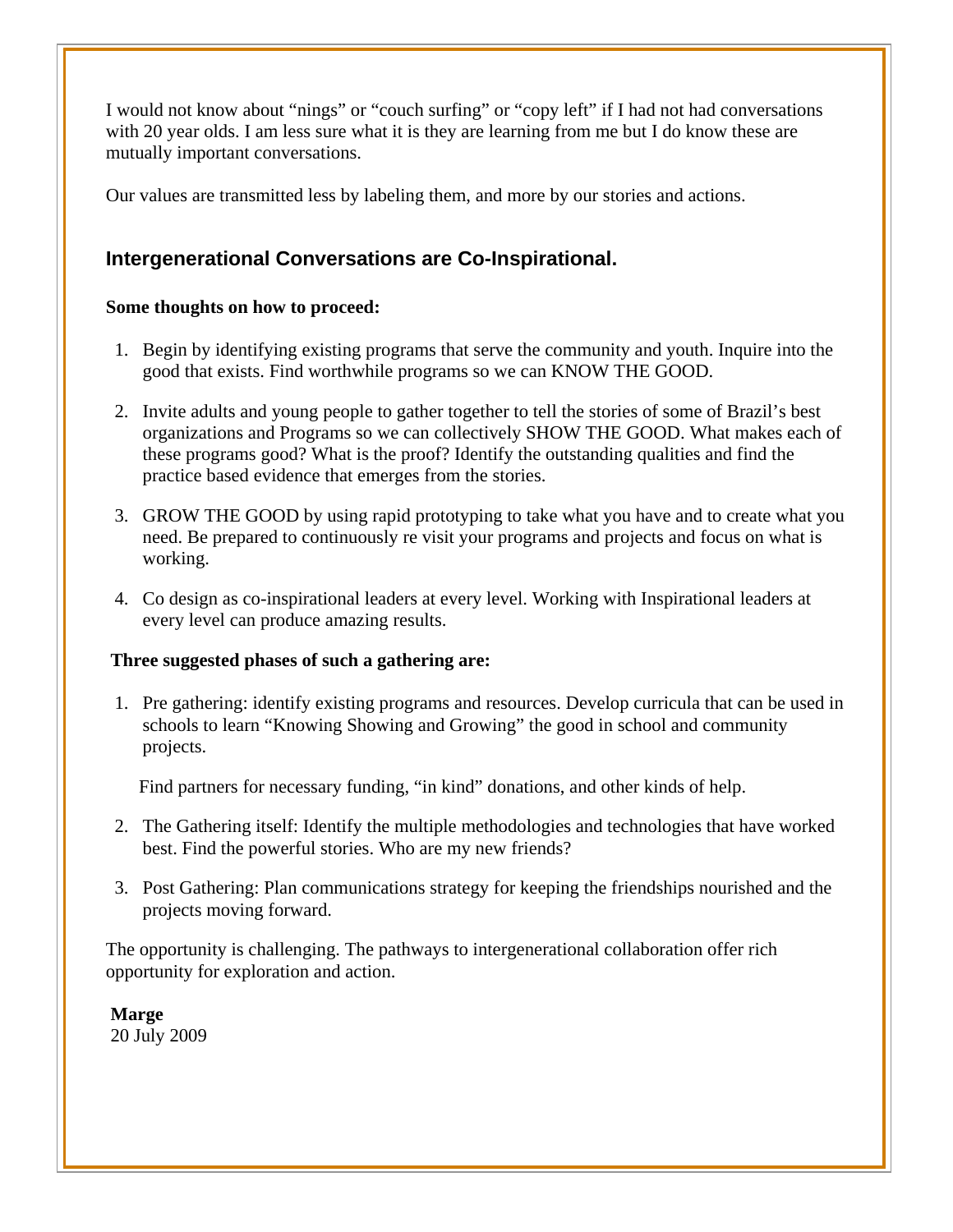I would not know about "nings" or "couch surfing" or "copy left" if I had not had conversations with 20 year olds. I am less sure what it is they are learning from me but I do know these are mutually important conversations.

Our values are transmitted less by labeling them, and more by our stories and actions.

## Intergenerational Conversations are Co-Inspirational.

**Some thoughts on how to proceed:**

1. Begin by identifying existing programs that serve the community and youth. Inquire into the good that exists. Find worthwhile programs so we can KNOW THE GOOD.

2. Invite adults and young people to gather together to tell the stories of some of Brazil's best organizations and Programs so we can collectively SHOW THE GOOD. What makes each of these programs good? What is the proof? Identify the outstanding qualities and find the practice based evidence that emerges from the stories.

3. GROW THE GOOD by using rapid prototyping to take what you have and to create what you need. Be prepared to continuously re visit your programs and projects and focus on what is working.

4. Co design as co-inspirational leaders at every level. Working with Inspirational leaders at every level can produce amazing results.

**Three suggested phases of such a gathering are:**

1. Pre gathering: identify existing programs and resources. Develop curricula that can be used in schools to learn "Knowing Showing and Growing" the good in school and community projects.

   Find partners for necessary funding, "in kind" donations, and other kinds of help.

2. The Gathering itself: Identify the multiple methodologies and technologies that have worked best. Find the powerful stories. Who are my new friends?

3. Post Gathering: Plan communications strategy for keeping the friendships nourished and the projects moving forward.

The opportunity is challenging. The pathways to intergenerational collaboration offer rich opportunity for exploration and action.

**Marge**
20 July 2009